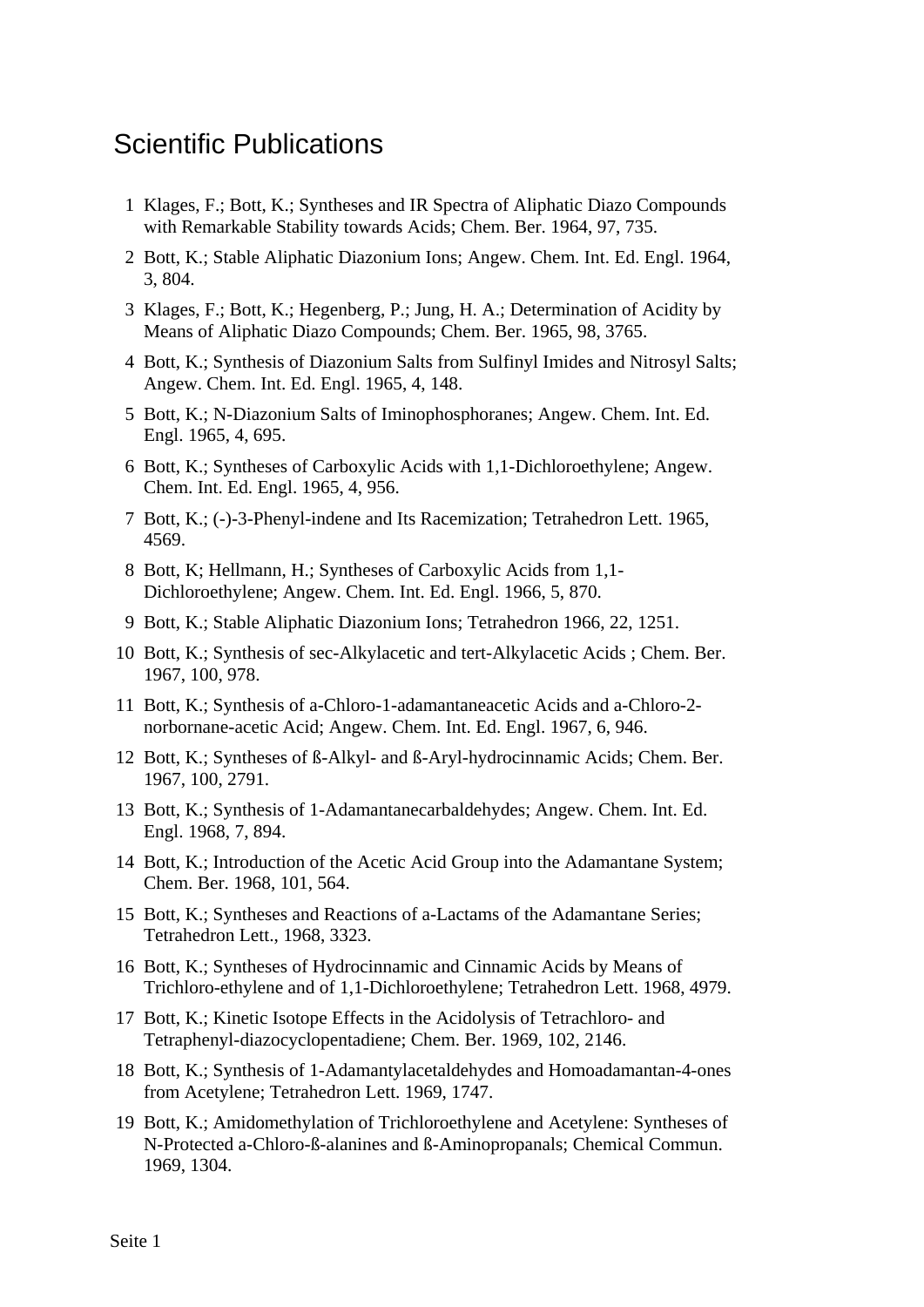# Scientific Publications

1. Klages, F.; Bott, K.; Syntheses and IR Spectra of Aliphatic Diazo Compounds with Remarkable Stability towards Acids; Chem. Ber. 1964, 97, 735.
2. Bott, K.; Stable Aliphatic Diazonium Ions; Angew. Chem. Int. Ed. Engl. 1964, 3, 804.
3. Klages, F.; Bott, K.; Hegenberg, P.; Jung, H. A.; Determination of Acidity by Means of Aliphatic Diazo Compounds; Chem. Ber. 1965, 98, 3765.
4. Bott, K.; Synthesis of Diazonium Salts from Sulfinyl Imides and Nitrosyl Salts; Angew. Chem. Int. Ed. Engl. 1965, 4, 148.
5. Bott, K.; N-Diazonium Salts of Iminophosphoranes; Angew. Chem. Int. Ed. Engl. 1965, 4, 695.
6. Bott, K.; Syntheses of Carboxylic Acids with 1,1-Dichloroethylene; Angew. Chem. Int. Ed. Engl. 1965, 4, 956.
7. Bott, K.; (-)-3-Phenyl-indene and Its Racemization; Tetrahedron Lett. 1965, 4569.
8. Bott, K; Hellmann, H.; Syntheses of Carboxylic Acids from 1,1-Dichloroethylene; Angew. Chem. Int. Ed. Engl. 1966, 5, 870.
9. Bott, K.; Stable Aliphatic Diazonium Ions; Tetrahedron 1966, 22, 1251.
10. Bott, K.; Synthesis of sec-Alkylacetic and tert-Alkylacetic Acids ; Chem. Ber. 1967, 100, 978.
11. Bott, K.; Synthesis of a-Chloro-1-adamantaneacetic Acids and a-Chloro-2-norbornane-acetic Acid; Angew. Chem. Int. Ed. Engl. 1967, 6, 946.
12. Bott, K.; Syntheses of ß-Alkyl- and ß-Aryl-hydrocinnamic Acids; Chem. Ber. 1967, 100, 2791.
13. Bott, K.; Synthesis of 1-Adamantanecarbaldehydes; Angew. Chem. Int. Ed. Engl. 1968, 7, 894.
14. Bott, K.; Introduction of the Acetic Acid Group into the Adamantane System; Chem. Ber. 1968, 101, 564.
15. Bott, K.; Syntheses and Reactions of a-Lactams of the Adamantane Series; Tetrahedron Lett., 1968, 3323.
16. Bott, K.; Syntheses of Hydrocinnamic and Cinnamic Acids by Means of Trichloro-ethylene and of 1,1-Dichloroethylene; Tetrahedron Lett. 1968, 4979.
17. Bott, K.; Kinetic Isotope Effects in the Acidolysis of Tetrachloro- and Tetraphenyl-diazocyclopentadiene; Chem. Ber. 1969, 102, 2146.
18. Bott, K.; Synthesis of 1-Adamantylacetaldehydes and Homoadamantan-4-ones from Acetylene; Tetrahedron Lett. 1969, 1747.
19. Bott, K.; Amidomethylation of Trichloroethylene and Acetylene: Syntheses of N-Protected a-Chloro-ß-alanines and ß-Aminopropanals; Chemical Commun. 1969, 1304.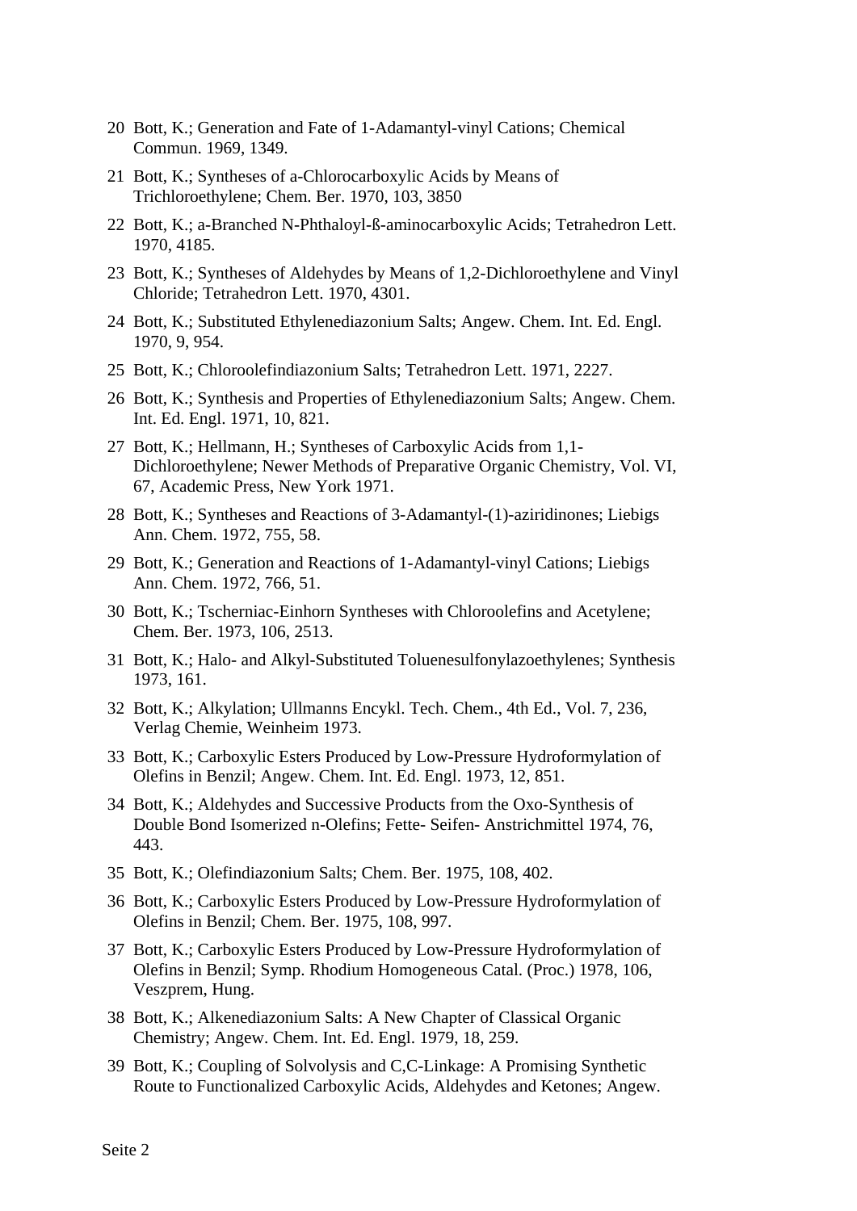20 Bott, K.; Generation and Fate of 1-Adamantyl-vinyl Cations; Chemical Commun. 1969, 1349.

21 Bott, K.; Syntheses of a-Chlorocarboxylic Acids by Means of Trichloroethylene; Chem. Ber. 1970, 103, 3850

22 Bott, K.; a-Branched N-Phthaloyl-ß-aminocarboxylic Acids; Tetrahedron Lett. 1970, 4185.

23 Bott, K.; Syntheses of Aldehydes by Means of 1,2-Dichloroethylene and Vinyl Chloride; Tetrahedron Lett. 1970, 4301.

24 Bott, K.; Substituted Ethylenediazonium Salts; Angew. Chem. Int. Ed. Engl. 1970, 9, 954.

25 Bott, K.; Chloroolefindiazonium Salts; Tetrahedron Lett. 1971, 2227.

26 Bott, K.; Synthesis and Properties of Ethylenediazonium Salts; Angew. Chem. Int. Ed. Engl. 1971, 10, 821.

27 Bott, K.; Hellmann, H.; Syntheses of Carboxylic Acids from 1,1-Dichloroethylene; Newer Methods of Preparative Organic Chemistry, Vol. VI, 67, Academic Press, New York 1971.

28 Bott, K.; Syntheses and Reactions of 3-Adamantyl-(1)-aziridinones; Liebigs Ann. Chem. 1972, 755, 58.

29 Bott, K.; Generation and Reactions of 1-Adamantyl-vinyl Cations; Liebigs Ann. Chem. 1972, 766, 51.

30 Bott, K.; Tscherniac-Einhorn Syntheses with Chloroolefins and Acetylene; Chem. Ber. 1973, 106, 2513.

31 Bott, K.; Halo- and Alkyl-Substituted Toluenesulfonylazoethylenes; Synthesis 1973, 161.

32 Bott, K.; Alkylation; Ullmanns Encykl. Tech. Chem., 4th Ed., Vol. 7, 236, Verlag Chemie, Weinheim 1973.

33 Bott, K.; Carboxylic Esters Produced by Low-Pressure Hydroformylation of Olefins in Benzil; Angew. Chem. Int. Ed. Engl. 1973, 12, 851.

34 Bott, K.; Aldehydes and Successive Products from the Oxo-Synthesis of Double Bond Isomerized n-Olefins; Fette- Seifen- Anstrichmittel 1974, 76, 443.

35 Bott, K.; Olefindiazonium Salts; Chem. Ber. 1975, 108, 402.

36 Bott, K.; Carboxylic Esters Produced by Low-Pressure Hydroformylation of Olefins in Benzil; Chem. Ber. 1975, 108, 997.

37 Bott, K.; Carboxylic Esters Produced by Low-Pressure Hydroformylation of Olefins in Benzil; Symp. Rhodium Homogeneous Catal. (Proc.) 1978, 106, Veszprem, Hung.

38 Bott, K.; Alkenediazonium Salts: A New Chapter of Classical Organic Chemistry; Angew. Chem. Int. Ed. Engl. 1979, 18, 259.

39 Bott, K.; Coupling of Solvolysis and C,C-Linkage: A Promising Synthetic Route to Functionalized Carboxylic Acids, Aldehydes and Ketones; Angew.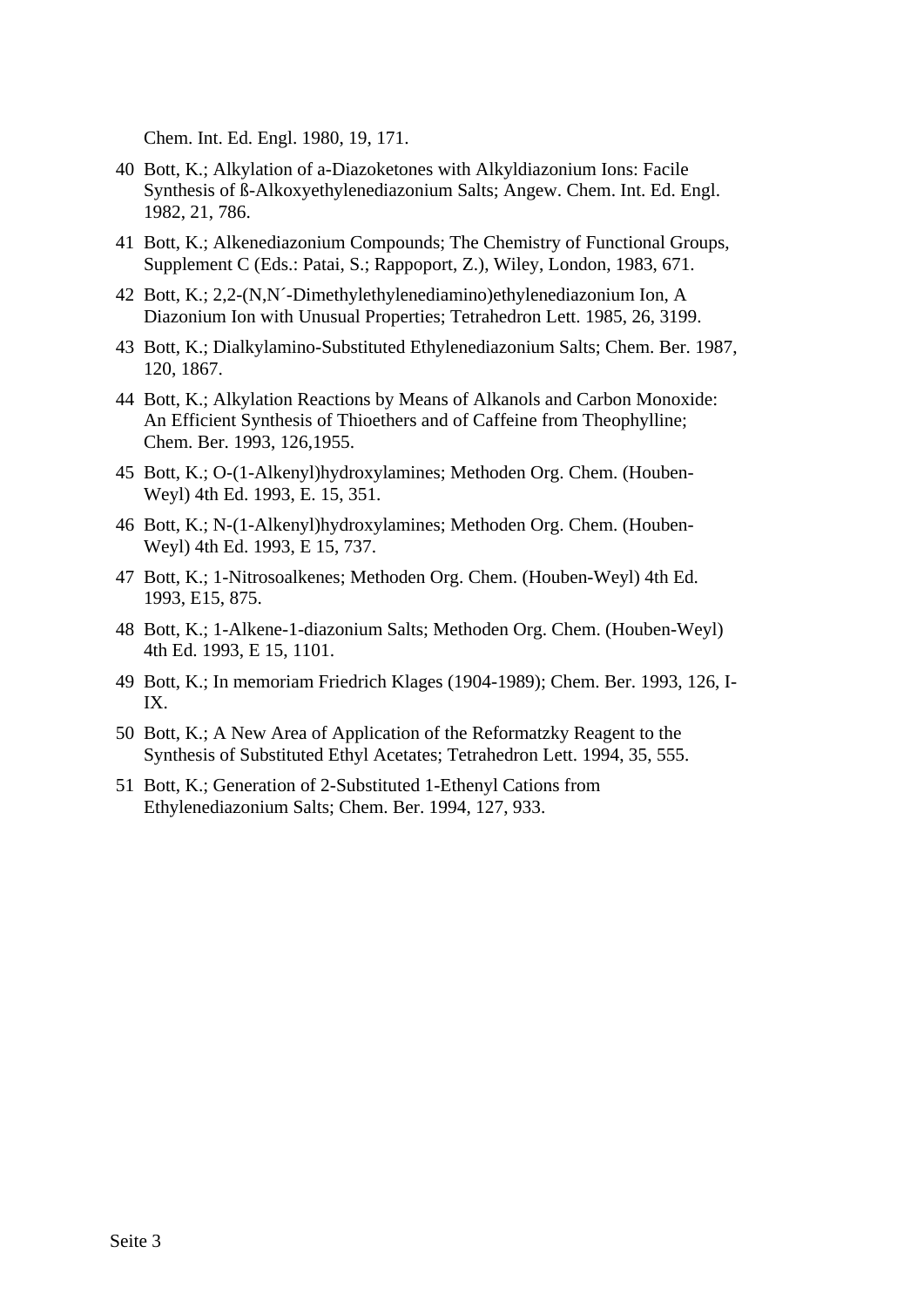Chem. Int. Ed. Engl. 1980, 19, 171.

40 Bott, K.; Alkylation of a-Diazoketones with Alkyldiazonium Ions: Facile Synthesis of ß-Alkoxyethylenediazonium Salts; Angew. Chem. Int. Ed. Engl. 1982, 21, 786.

41 Bott, K.; Alkenediazonium Compounds; The Chemistry of Functional Groups, Supplement C (Eds.: Patai, S.; Rappoport, Z.), Wiley, London, 1983, 671.

42 Bott, K.; 2,2-(N,N´-Dimethylethylenediamino)ethylenediazonium Ion, A Diazonium Ion with Unusual Properties; Tetrahedron Lett. 1985, 26, 3199.

43 Bott, K.; Dialkylamino-Substituted Ethylenediazonium Salts; Chem. Ber. 1987, 120, 1867.

44 Bott, K.; Alkylation Reactions by Means of Alkanols and Carbon Monoxide: An Efficient Synthesis of Thioethers and of Caffeine from Theophylline; Chem. Ber. 1993, 126,1955.

45 Bott, K.; O-(1-Alkenyl)hydroxylamines; Methoden Org. Chem. (Houben-Weyl) 4th Ed. 1993, E. 15, 351.

46 Bott, K.; N-(1-Alkenyl)hydroxylamines; Methoden Org. Chem. (Houben-Weyl) 4th Ed. 1993, E 15, 737.

47 Bott, K.; 1-Nitrosoalkenes; Methoden Org. Chem. (Houben-Weyl) 4th Ed. 1993, E15, 875.

48 Bott, K.; 1-Alkene-1-diazonium Salts; Methoden Org. Chem. (Houben-Weyl) 4th Ed. 1993, E 15, 1101.

49 Bott, K.; In memoriam Friedrich Klages (1904-1989); Chem. Ber. 1993, 126, I-IX.

50 Bott, K.; A New Area of Application of the Reformatzky Reagent to the Synthesis of Substituted Ethyl Acetates; Tetrahedron Lett. 1994, 35, 555.

51 Bott, K.; Generation of 2-Substituted 1-Ethenyl Cations from Ethylenediazonium Salts; Chem. Ber. 1994, 127, 933.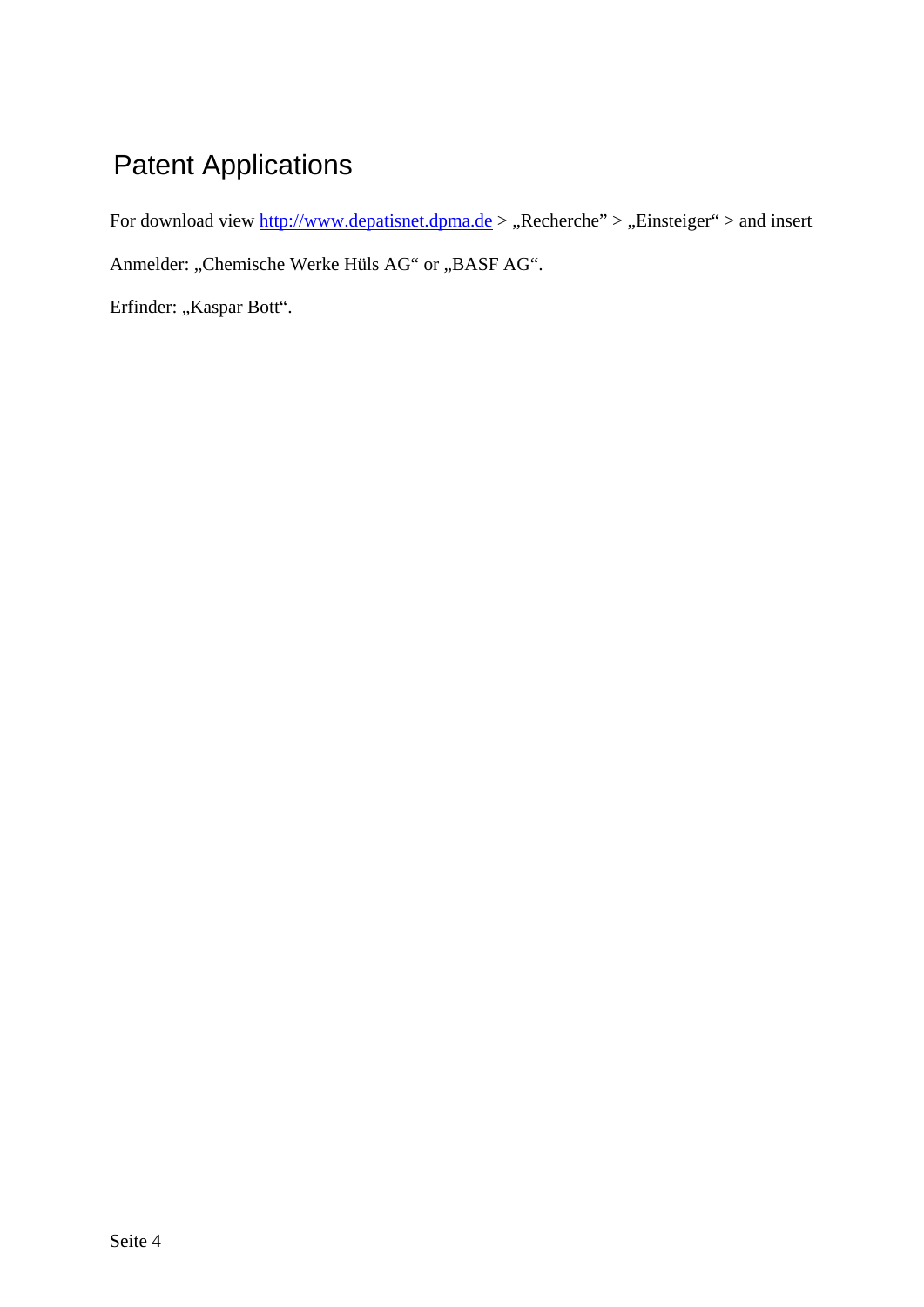# Patent Applications

For download view http://www.depatisnet.dpma.de > „Recherche” > „Einsteiger“ > and insert

Anmelder: „Chemische Werke Hüls AG“ or „BASF AG“.

Erfinder: „Kaspar Bott“.